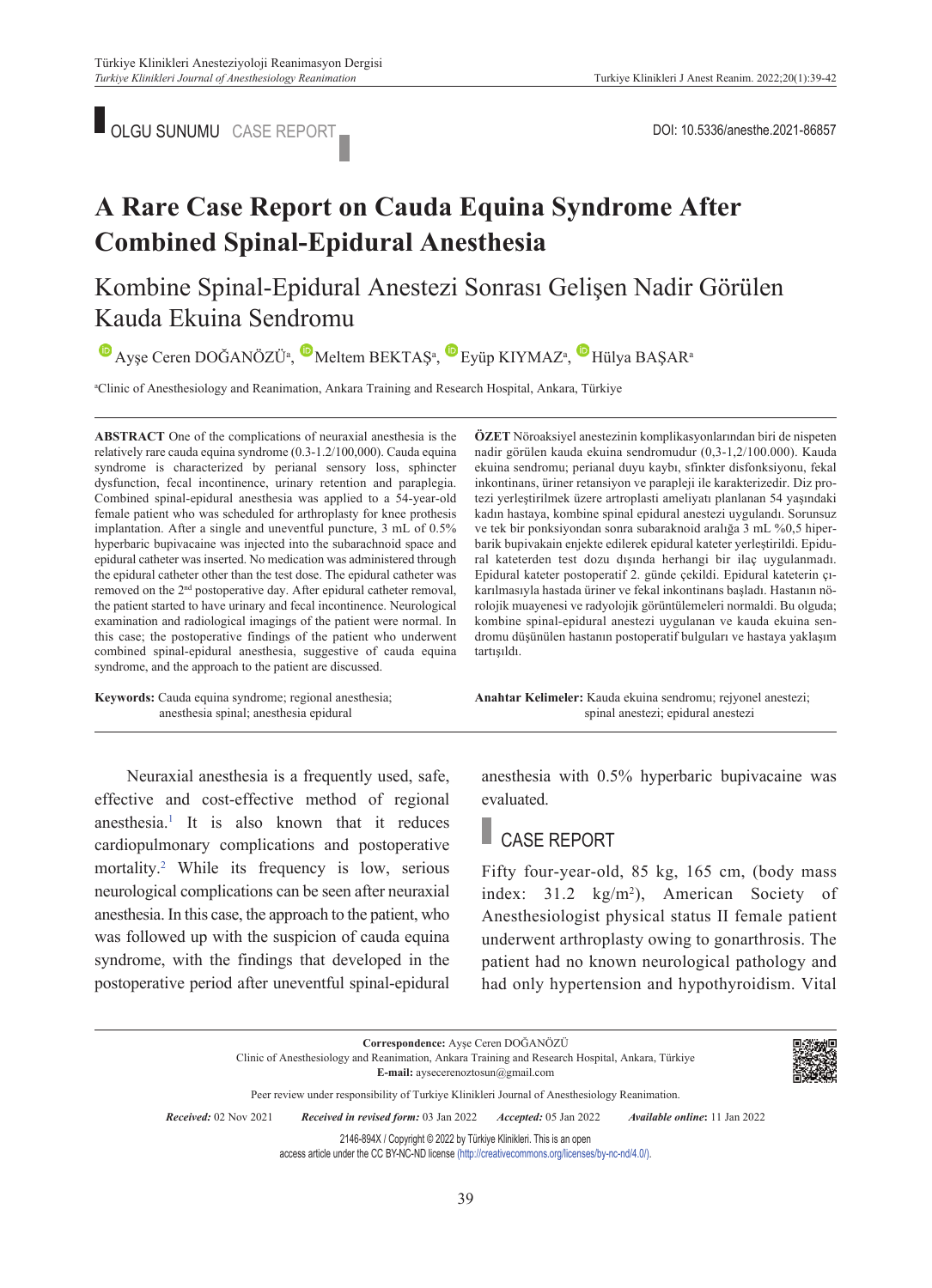OLGU SUNUMU CASE REPORT

DOI: 10.5336/anesthe.2021-86857

# A Rare Case Report on Cauda Equina Syndrome After Combined Spinal-Epidural Anesthesia

## Kombine Spinal-Epidural Anestezi Sonrası Gelişen Nadir Görülen Kauda Ekuina Sendromu

Ayşe Ceren DOĞANÖZÜ[a], Meltem BEKTAŞ[a], Eyüp KIYMAZ[a], Hülya BAŞAR[a]

[a]Clinic of Anesthesiology and Reanimation, Ankara Training and Research Hospital, Ankara, Türkiye

**ABSTRACT** One of the complications of neuraxial anesthesia is the relatively rare cauda equina syndrome (0.3-1.2/100,000). Cauda equina syndrome is characterized by perianal sensory loss, sphincter dysfunction, fecal incontinence, urinary retention and paraplegia. Combined spinal-epidural anesthesia was applied to a 54-year-old female patient who was scheduled for arthroplasty for knee prosthesis implantation. After a single and uneventful puncture, 3 mL of 0.5% hyperbaric bupivacaine was injected into the subarachnoid space and epidural catheter was inserted. No medication was administered through the epidural catheter other than the test dose. The epidural catheter was removed on the 2[nd] postoperative day. After epidural catheter removal, the patient started to have urinary and fecal incontinence. Neurological examination and radiological imagings of the patient were normal. In this case; the postoperative findings of the patient who underwent combined spinal-epidural anesthesia, suggestive of cauda equina syndrome, and the approach to the patient are discussed.

**Keywords:** Cauda equina syndrome; regional anesthesia; anesthesia spinal; anesthesia epidural

**ÖZET** Nöroaksiyel anestezinin komplikasyonlarından biri de nispeten nadir görülen kauda ekuina sendromudur (0,3-1,2/100.000). Kauda ekuina sendromu; perianal duyu kaybı, sfinkter disfonksiyonu, fekal inkontinans, üriner retansiyon ve parapleji ile karakterizedir. Diz protezi yerleştirilmek üzere artroplasti ameliyatı planlanan 54 yaşındaki kadın hastaya, kombine spinal epidural anestezi uygulandı. Sorunsuz ve tek bir ponksiyondan sonra subaraknoid aralığa 3 mL %0,5 hiperbarik bupivakain enjekte edilerek epidural kateter yerleştirildi. Epidural kateterden test dozu dışında herhangi bir ilaç uygulanmadı. Epidural kateter postoperatif 2. günde çekildi. Epidural kateterin çıkarılmasıyla hastada üriner ve fekal inkontinans başladı. Hastanın nörolojik muayenesi ve radyolojik görüntülemeleri normaldi. Bu olguda; kombine spinal-epidural anestezi uygulanan ve kauda ekuina sendromu düşünülen hastanın postoperatif bulguları ve hastaya yaklaşım tartışıldı.

**Anahtar Kelimeler:** Kauda ekuina sendromu; rejyonel anestezi; spinal anestezi; epidural anestezi

Neuraxial anesthesia is a frequently used, safe, effective and cost-effective method of regional anesthesia.[1] It is also known that it reduces cardiopulmonary complications and postoperative mortality.[2] While its frequency is low, serious neurological complications can be seen after neuraxial anesthesia. In this case, the approach to the patient, who was followed up with the suspicion of cauda equina syndrome, with the findings that developed in the postoperative period after uneventful spinal-epidural anesthesia with 0.5% hyperbaric bupivacaine was evaluated.

## CASE REPORT

Fifty four-year-old, 85 kg, 165 cm, (body mass index: 31.2 kg/m$^2$), American Society of Anesthesiologist physical status II female patient underwent arthroplasty owing to gonarthrosis. The patient had no known neurological pathology and had only hypertension and hypothyroidism. Vital

**Correspondence:** Ayşe Ceren DOĞANÖZÜ
Clinic of Anesthesiology and Reanimation, Ankara Training and Research Hospital, Ankara, Türkiye
**E-mail:** aysecerenoztosun@gmail.com

Peer review under responsibility of Turkiye Klinikleri Journal of Anesthesiology Reanimation.

*Received:* 02 Nov 2021 *Received in revised form:* 03 Jan 2022 *Accepted:* 05 Jan 2022 *Available online:* 11 Jan 2022

2146-894X / Copyright © 2022 by Türkiye Klinikleri. This is an open access article under the CC BY-NC-ND license (http://creativecommons.org/licenses/by-nc-nd/4.0/).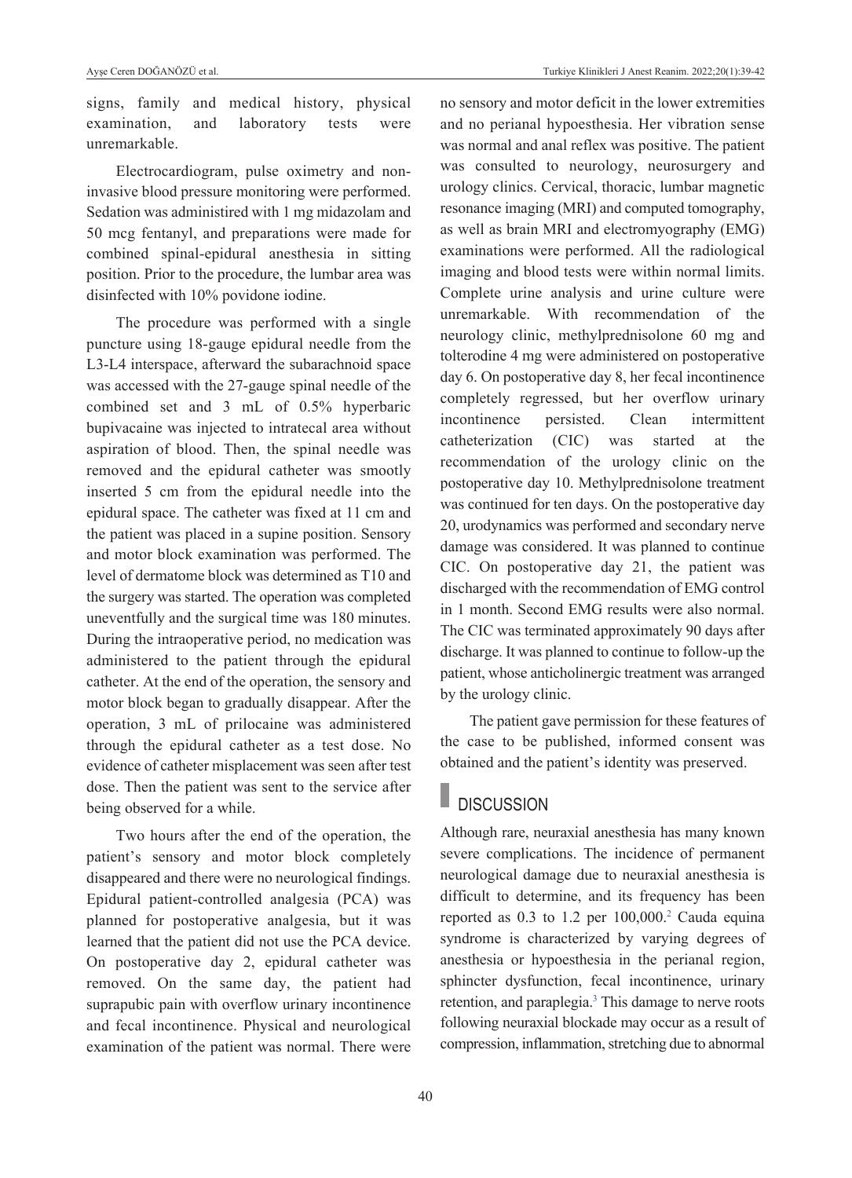signs, family and medical history, physical examination, and laboratory tests were unremarkable.

Electrocardiogram, pulse oximetry and non-invasive blood pressure monitoring were performed. Sedation was administired with 1 mg midazolam and 50 mcg fentanyl, and preparations were made for combined spinal-epidural anesthesia in sitting position. Prior to the procedure, the lumbar area was disinfected with 10% povidone iodine.

The procedure was performed with a single puncture using 18-gauge epidural needle from the L3-L4 interspace, afterward the subarachnoid space was accessed with the 27-gauge spinal needle of the combined set and 3 mL of 0.5% hyperbaric bupivacaine was injected to intratecal area without aspiration of blood. Then, the spinal needle was removed and the epidural catheter was smootly inserted 5 cm from the epidural needle into the epidural space. The catheter was fixed at 11 cm and the patient was placed in a supine position. Sensory and motor block examination was performed. The level of dermatome block was determined as T10 and the surgery was started. The operation was completed uneventfully and the surgical time was 180 minutes. During the intraoperative period, no medication was administered to the patient through the epidural catheter. At the end of the operation, the sensory and motor block began to gradually disappear. After the operation, 3 mL of prilocaine was administered through the epidural catheter as a test dose. No evidence of catheter misplacement was seen after test dose. Then the patient was sent to the service after being observed for a while.

Two hours after the end of the operation, the patient's sensory and motor block completely disappeared and there were no neurological findings. Epidural patient-controlled analgesia (PCA) was planned for postoperative analgesia, but it was learned that the patient did not use the PCA device. On postoperative day 2, epidural catheter was removed. On the same day, the patient had suprapubic pain with overflow urinary incontinence and fecal incontinence. Physical and neurological examination of the patient was normal. There were no sensory and motor deficit in the lower extremities and no perianal hypoesthesia. Her vibration sense was normal and anal reflex was positive. The patient was consulted to neurology, neurosurgery and urology clinics. Cervical, thoracic, lumbar magnetic resonance imaging (MRI) and computed tomography, as well as brain MRI and electromyography (EMG) examinations were performed. All the radiological imaging and blood tests were within normal limits. Complete urine analysis and urine culture were unremarkable. With recommendation of the neurology clinic, methylprednisolone 60 mg and tolterodine 4 mg were administered on postoperative day 6. On postoperative day 8, her fecal incontinence completely regressed, but her overflow urinary incontinence persisted. Clean intermittent catheterization (CIC) was started at the recommendation of the urology clinic on the postoperative day 10. Methylprednisolone treatment was continued for ten days. On the postoperative day 20, urodynamics was performed and secondary nerve damage was considered. It was planned to continue CIC. On postoperative day 21, the patient was discharged with the recommendation of EMG control in 1 month. Second EMG results were also normal. The CIC was terminated approximately 90 days after discharge. It was planned to continue to follow-up the patient, whose anticholinergic treatment was arranged by the urology clinic.

The patient gave permission for these features of the case to be published, informed consent was obtained and the patient's identity was preserved.

## DISCUSSION

Although rare, neuraxial anesthesia has many known severe complications. The incidence of permanent neurological damage due to neuraxial anesthesia is difficult to determine, and its frequency has been reported as 0.3 to 1.2 per 100,000.[2] Cauda equina syndrome is characterized by varying degrees of anesthesia or hypoesthesia in the perianal region, sphincter dysfunction, fecal incontinence, urinary retention, and paraplegia.[3] This damage to nerve roots following neuraxial blockade may occur as a result of compression, inflammation, stretching due to abnormal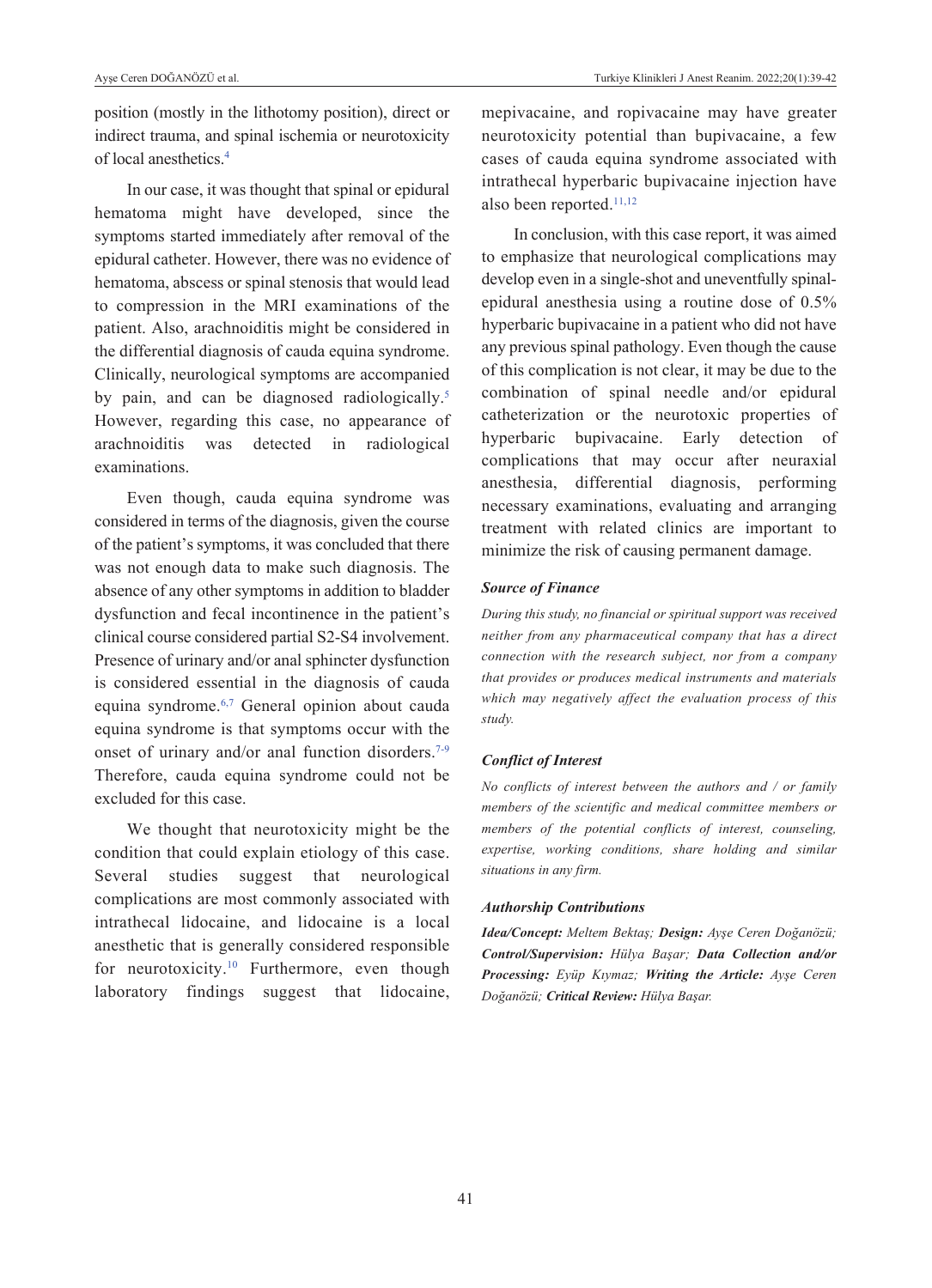position (mostly in the lithotomy position), direct or indirect trauma, and spinal ischemia or neurotoxicity of local anesthetics.[4]

In our case, it was thought that spinal or epidural hematoma might have developed, since the symptoms started immediately after removal of the epidural catheter. However, there was no evidence of hematoma, abscess or spinal stenosis that would lead to compression in the MRI examinations of the patient. Also, arachnoiditis might be considered in the differential diagnosis of cauda equina syndrome. Clinically, neurological symptoms are accompanied by pain, and can be diagnosed radiologically.[5] However, regarding this case, no appearance of arachnoiditis was detected in radiological examinations.

Even though, cauda equina syndrome was considered in terms of the diagnosis, given the course of the patient's symptoms, it was concluded that there was not enough data to make such diagnosis. The absence of any other symptoms in addition to bladder dysfunction and fecal incontinence in the patient's clinical course considered partial S2-S4 involvement. Presence of urinary and/or anal sphincter dysfunction is considered essential in the diagnosis of cauda equina syndrome.[6,7] General opinion about cauda equina syndrome is that symptoms occur with the onset of urinary and/or anal function disorders.[7-9] Therefore, cauda equina syndrome could not be excluded for this case.

We thought that neurotoxicity might be the condition that could explain etiology of this case. Several studies suggest that neurological complications are most commonly associated with intrathecal lidocaine, and lidocaine is a local anesthetic that is generally considered responsible for neurotoxicity.[10] Furthermore, even though laboratory findings suggest that lidocaine, mepivacaine, and ropivacaine may have greater neurotoxicity potential than bupivacaine, a few cases of cauda equina syndrome associated with intrathecal hyperbaric bupivacaine injection have also been reported.[11,12]

In conclusion, with this case report, it was aimed to emphasize that neurological complications may develop even in a single-shot and uneventfully spinal-epidural anesthesia using a routine dose of 0.5% hyperbaric bupivacaine in a patient who did not have any previous spinal pathology. Even though the cause of this complication is not clear, it may be due to the combination of spinal needle and/or epidural catheterization or the neurotoxic properties of hyperbaric bupivacaine. Early detection of complications that may occur after neuraxial anesthesia, differential diagnosis, performing necessary examinations, evaluating and arranging treatment with related clinics are important to minimize the risk of causing permanent damage.

#### *Source of Finance*

*During this study, no financial or spiritual support was received neither from any pharmaceutical company that has a direct connection with the research subject, nor from a company that provides or produces medical instruments and materials which may negatively affect the evaluation process of this study.*

#### *Conflict of Interest*

*No conflicts of interest between the authors and / or family members of the scientific and medical committee members or members of the potential conflicts of interest, counseling, expertise, working conditions, share holding and similar situations in any firm.*

#### *Authorship Contributions*

***Idea/Concept:*** *Meltem Bektaş;* ***Design:*** *Ayşe Ceren Doğanözü;* ***Control/Supervision:*** *Hülya Başar;* ***Data Collection and/or Processing:*** *Eyüp Kıymaz;* ***Writing the Article:*** *Ayşe Ceren Doğanözü;* ***Critical Review:*** *Hülya Başar.*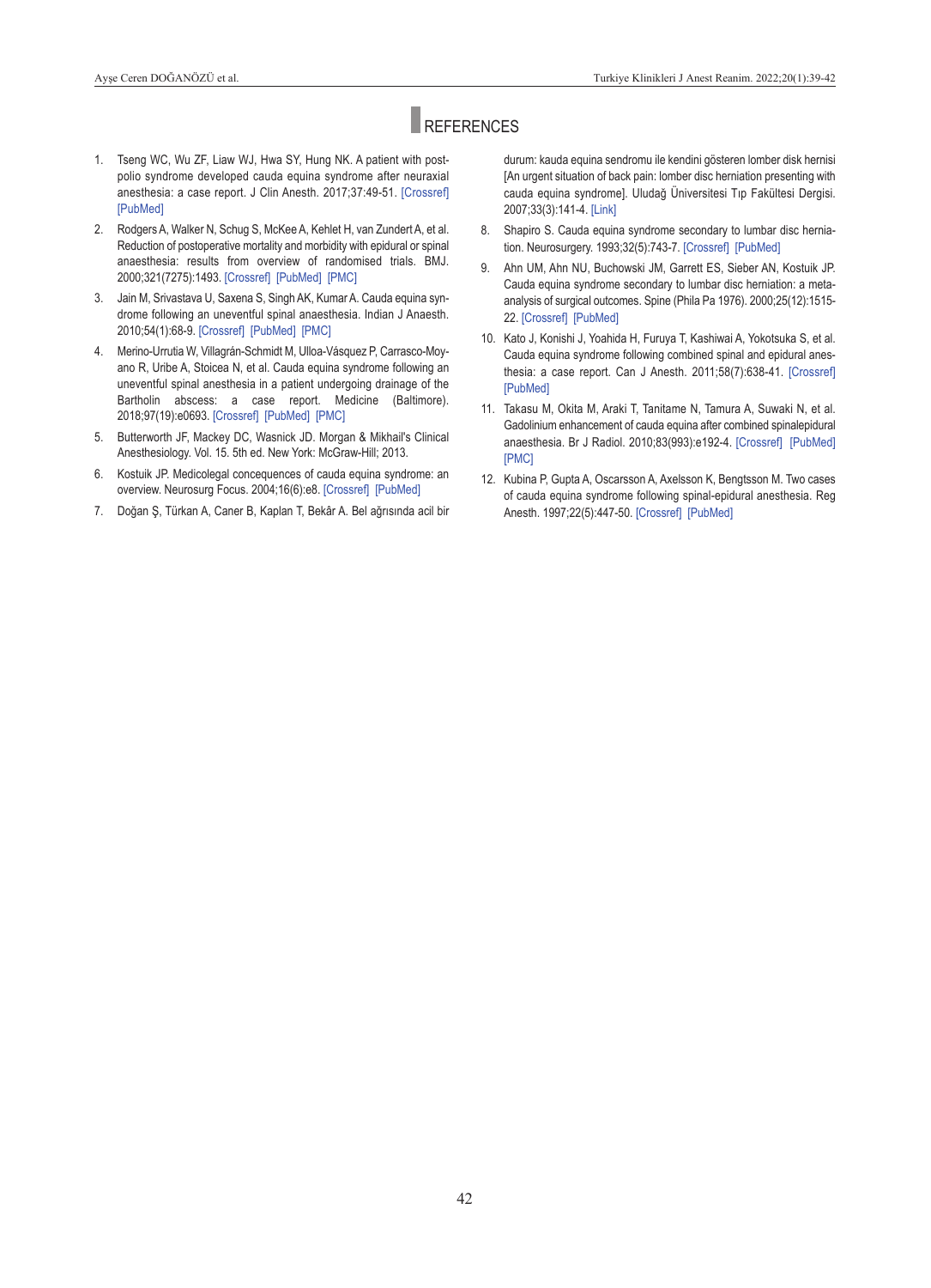## REFERENCES

1. Tseng WC, Wu ZF, Liaw WJ, Hwa SY, Hung NK. A patient with post-polio syndrome developed cauda equina syndrome after neuraxial anesthesia: a case report. J Clin Anesth. 2017;37:49-51. [Crossref] [PubMed]
2. Rodgers A, Walker N, Schug S, McKee A, Kehlet H, van Zundert A, et al. Reduction of postoperative mortality and morbidity with epidural or spinal anaesthesia: results from overview of randomised trials. BMJ. 2000;321(7275):1493. [Crossref] [PubMed] [PMC]
3. Jain M, Srivastava U, Saxena S, Singh AK, Kumar A. Cauda equina syndrome following an uneventful spinal anaesthesia. Indian J Anaesth. 2010;54(1):68-9. [Crossref] [PubMed] [PMC]
4. Merino-Urrutia W, Villagrán-Schmidt M, Ulloa-Vásquez P, Carrasco-Moyano R, Uribe A, Stoicea N, et al. Cauda equina syndrome following an uneventful spinal anesthesia in a patient undergoing drainage of the Bartholin abscess: a case report. Medicine (Baltimore). 2018;97(19):e0693. [Crossref] [PubMed] [PMC]
5. Butterworth JF, Mackey DC, Wasnick JD. Morgan & Mikhail's Clinical Anesthesiology. Vol. 15. 5th ed. New York: McGraw-Hill; 2013.
6. Kostuik JP. Medicolegal concequences of cauda equina syndrome: an overview. Neurosurg Focus. 2004;16(6):e8. [Crossref] [PubMed]
7. Doğan Ş, Türkan A, Caner B, Kaplan T, Bekâr A. Bel ağrısında acil bir durum: kauda equina sendromu ile kendini gösteren lomber disk hernisi [An urgent situation of back pain: lomber disc herniation presenting with cauda equina syndrome]. Uludağ Üniversitesi Tıp Fakültesi Dergisi. 2007;33(3):141-4. [Link]
8. Shapiro S. Cauda equina syndrome secondary to lumbar disc herniation. Neurosurgery. 1993;32(5):743-7. [Crossref] [PubMed]
9. Ahn UM, Ahn NU, Buchowski JM, Garrett ES, Sieber AN, Kostuik JP. Cauda equina syndrome secondary to lumbar disc herniation: a meta-analysis of surgical outcomes. Spine (Phila Pa 1976). 2000;25(12):1515-22. [Crossref] [PubMed]
10. Kato J, Konishi J, Yoahida H, Furuya T, Kashiwai A, Yokotsuka S, et al. Cauda equina syndrome following combined spinal and epidural anesthesia: a case report. Can J Anesth. 2011;58(7):638-41. [Crossref] [PubMed]
11. Takasu M, Okita M, Araki T, Tanitame N, Tamura A, Suwaki N, et al. Gadolinium enhancement of cauda equina after combined spinalepidural anaesthesia. Br J Radiol. 2010;83(993):e192-4. [Crossref] [PubMed] [PMC]
12. Kubina P, Gupta A, Oscarsson A, Axelsson K, Bengtsson M. Two cases of cauda equina syndrome following spinal-epidural anesthesia. Reg Anesth. 1997;22(5):447-50. [Crossref] [PubMed]